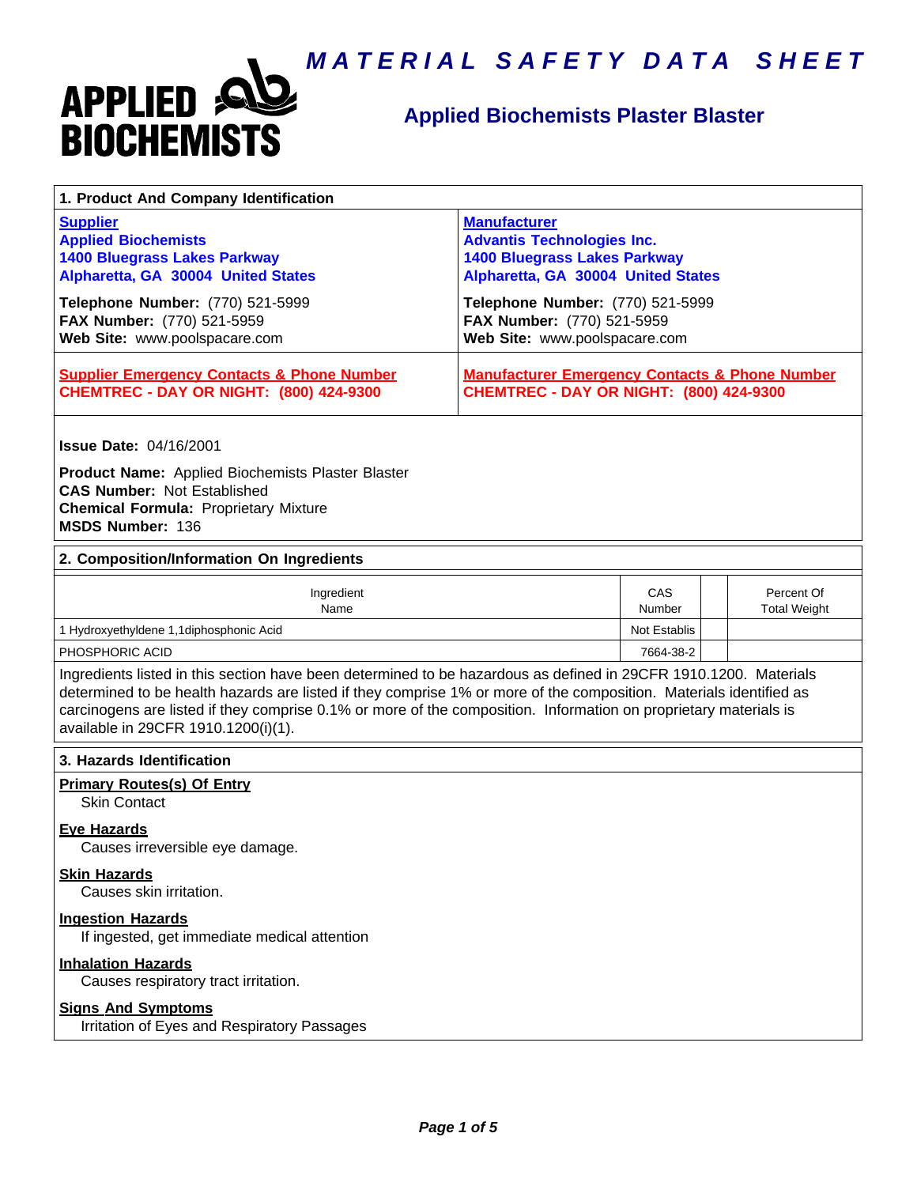# MATERIAL SAFETY DATA SHEET

**APPLIED BIOCHEMISTS**

## Applied Biochemists Plaster Blaster

## 1. Product And Company Identification

| Supplier | Manufacturer |
|---|---|
| **Applied Biochemists**<br>**1400 Bluegrass Lakes Parkway**<br>**Alpharetta, GA 30004 United States** | **Advantis Technologies Inc.**<br>**1400 Bluegrass Lakes Parkway**<br>**Alpharetta, GA 30004 United States** |
| **Telephone Number:** (770) 521-5999<br>**FAX Number:** (770) 521-5959<br>**Web Site:** www.poolspacare.com | **Telephone Number:** (770) 521-5999<br>**FAX Number:** (770) 521-5959<br>**Web Site:** www.poolspacare.com |
| **Supplier Emergency Contacts & Phone Number**<br>**CHEMTREC - DAY OR NIGHT: (800) 424-9300** | **Manufacturer Emergency Contacts & Phone Number**<br>**CHEMTREC - DAY OR NIGHT: (800) 424-9300** |

**Issue Date:** 04/16/2001

**Product Name:** Applied Biochemists Plaster Blaster
**CAS Number:** Not Established
**Chemical Formula:** Proprietary Mixture
**MSDS Number:** 136

## 2. Composition/Information On Ingredients

| Ingredient Name | CAS Number | | Percent Of Total Weight |
|---|---|---|---|
| 1 Hydroxyethyldene 1,1diphosphonic Acid | Not Establis | | |
| PHOSPHORIC ACID | 7664-38-2 | | |

Ingredients listed in this section have been determined to be hazardous as defined in 29CFR 1910.1200. Materials determined to be health hazards are listed if they comprise 1% or more of the composition. Materials identified as carcinogens are listed if they comprise 0.1% or more of the composition. Information on proprietary materials is available in 29CFR 1910.1200(i)(1).

## 3. Hazards Identification

**Primary Routes(s) Of Entry**
Skin Contact

**Eye Hazards**
Causes irreversible eye damage.

**Skin Hazards**
Causes skin irritation.

**Ingestion Hazards**
If ingested, get immediate medical attention

**Inhalation Hazards**
Causes respiratory tract irritation.

**Signs And Symptoms**
Irritation of Eyes and Respiratory Passages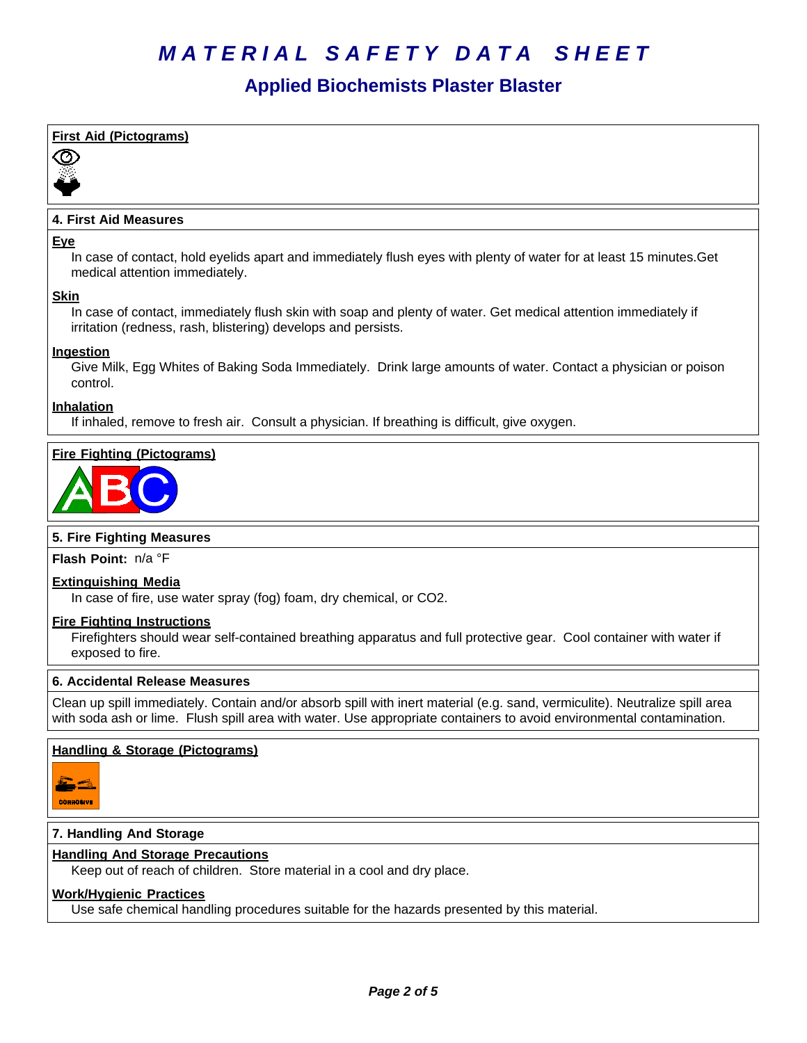# MATERIAL SAFETY DATA SHEET

## Applied Biochemists Plaster Blaster

**First Aid (Pictograms)**

### 4. First Aid Measures

**Eye**

In case of contact, hold eyelids apart and immediately flush eyes with plenty of water for at least 15 minutes.Get medical attention immediately.

**Skin**

In case of contact, immediately flush skin with soap and plenty of water. Get medical attention immediately if irritation (redness, rash, blistering) develops and persists.

**Ingestion**

Give Milk, Egg Whites of Baking Soda Immediately. Drink large amounts of water. Contact a physician or poison control.

**Inhalation**

If inhaled, remove to fresh air. Consult a physician. If breathing is difficult, give oxygen.

**Fire Fighting (Pictograms)**

### 5. Fire Fighting Measures

**Flash Point:** n/a °F

**Extinguishing Media**

In case of fire, use water spray (fog) foam, dry chemical, or $CO_2$.

**Fire Fighting Instructions**

Firefighters should wear self-contained breathing apparatus and full protective gear. Cool container with water if exposed to fire.

### 6. Accidental Release Measures

Clean up spill immediately. Contain and/or absorb spill with inert material (e.g. sand, vermiculite). Neutralize spill area with soda ash or lime. Flush spill area with water. Use appropriate containers to avoid environmental contamination.

**Handling & Storage (Pictograms)**

### 7. Handling And Storage

**Handling And Storage Precautions**

Keep out of reach of children. Store material in a cool and dry place.

**Work/Hygienic Practices**

Use safe chemical handling procedures suitable for the hazards presented by this material.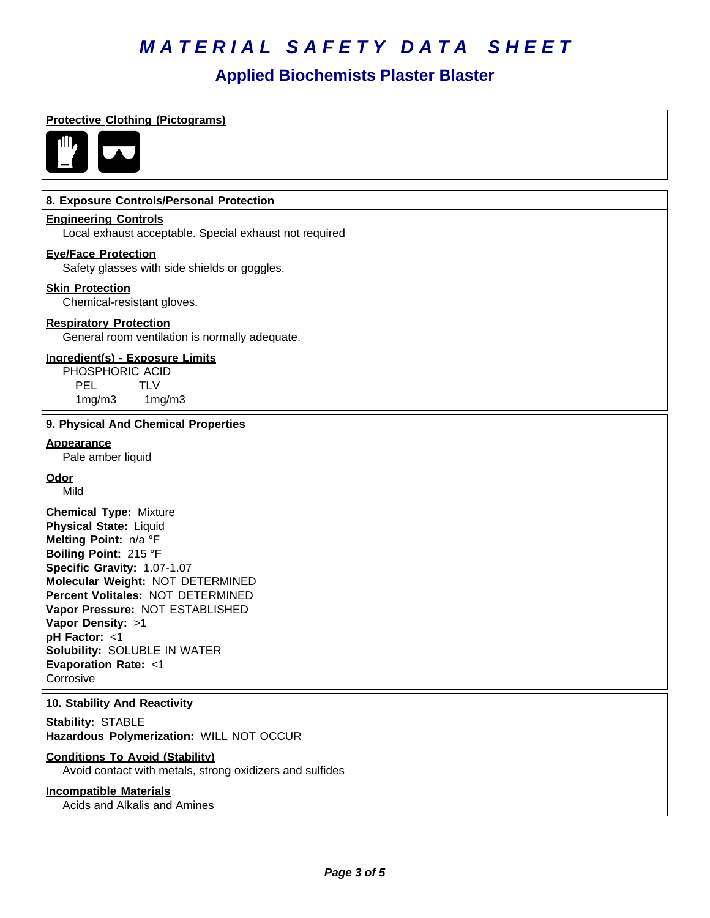# MATERIAL SAFETY DATA SHEET

## Applied Biochemists Plaster Blaster

**Protective Clothing (Pictograms)**

### 8. Exposure Controls/Personal Protection

**Engineering Controls**

Local exhaust acceptable. Special exhaust not required

**Eye/Face Protection**

Safety glasses with side shields or goggles.

**Skin Protection**

Chemical-resistant gloves.

**Respiratory Protection**

General room ventilation is normally adequate.

**Ingredient(s) - Exposure Limits**

PHOSPHORIC ACID

| PEL | TLV |
|---|---|
| 1mg/m3 | 1mg/m3 |

### 9. Physical And Chemical Properties

**Appearance**

Pale amber liquid

**Odor**

Mild

**Chemical Type:** Mixture
**Physical State:** Liquid
**Melting Point:** n/a °F
**Boiling Point:** 215 °F
**Specific Gravity:** 1.07-1.07
**Molecular Weight:** NOT DETERMINED
**Percent Volitales:** NOT DETERMINED
**Vapor Pressure:** NOT ESTABLISHED
**Vapor Density:** >1
**pH Factor:** <1
**Solubility:** SOLUBLE IN WATER
**Evaporation Rate:** <1
Corrosive

### 10. Stability And Reactivity

**Stability:** STABLE
**Hazardous Polymerization:** WILL NOT OCCUR

**Conditions To Avoid (Stability)**

Avoid contact with metals, strong oxidizers and sulfides

**Incompatible Materials**

Acids and Alkalis and Amines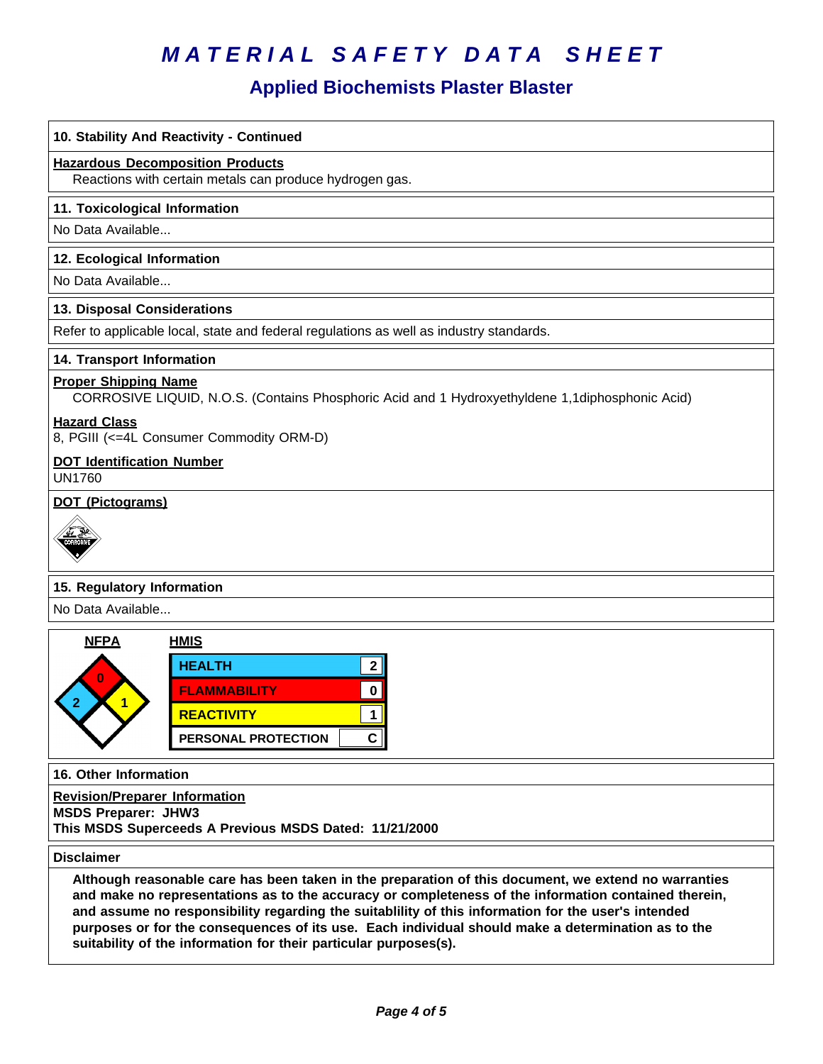# MATERIAL SAFETY DATA SHEET

## Applied Biochemists Plaster Blaster

### 10. Stability And Reactivity - Continued

**Hazardous Decomposition Products**

Reactions with certain metals can produce hydrogen gas.

### 11. Toxicological Information

No Data Available...

### 12. Ecological Information

No Data Available...

### 13. Disposal Considerations

Refer to applicable local, state and federal regulations as well as industry standards.

### 14. Transport Information

**Proper Shipping Name**

CORROSIVE LIQUID, N.O.S. (Contains Phosphoric Acid and 1 Hydroxyethyldene 1,1diphosphonic Acid)

**Hazard Class**

8, PGIII (<=4L Consumer Commodity ORM-D)

**DOT Identification Number**

UN1760

**DOT (Pictograms)**

CORROSIVE

### 15. Regulatory Information

No Data Available...

**NFPA**

Flammability (red): 0; Health (blue): 2; Reactivity (yellow): 1; Special (white): (blank)

**HMIS**

| HMIS | |
|---|---|
| HEALTH | 2 |
| FLAMMABILITY | 0 |
| REACTIVITY | 1 |
| PERSONAL PROTECTION | C |

### 16. Other Information

**Revision/Preparer Information**

**MSDS Preparer: JHW3**

**This MSDS Superceeds A Previous MSDS Dated: 11/21/2000**

### Disclaimer

**Although reasonable care has been taken in the preparation of this document, we extend no warranties and make no representations as to the accuracy or completeness of the information contained therein, and assume no responsibility regarding the suitablility of this information for the user's intended purposes or for the consequences of its use. Each individual should make a determination as to the suitability of the information for their particular purposes(s).**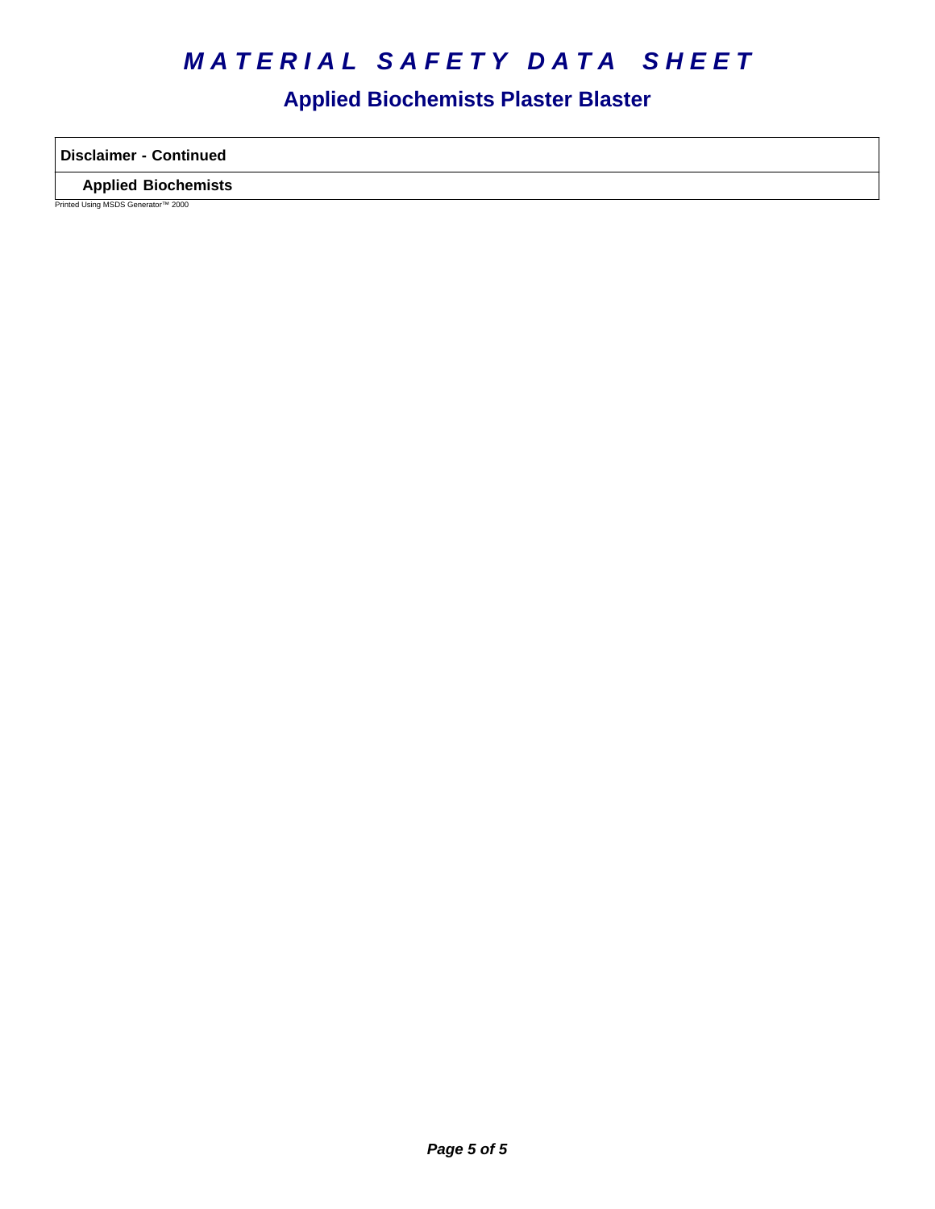**Disclaimer - Continued**

**Applied Biochemists**

Printed Using MSDS Generator™ 2000